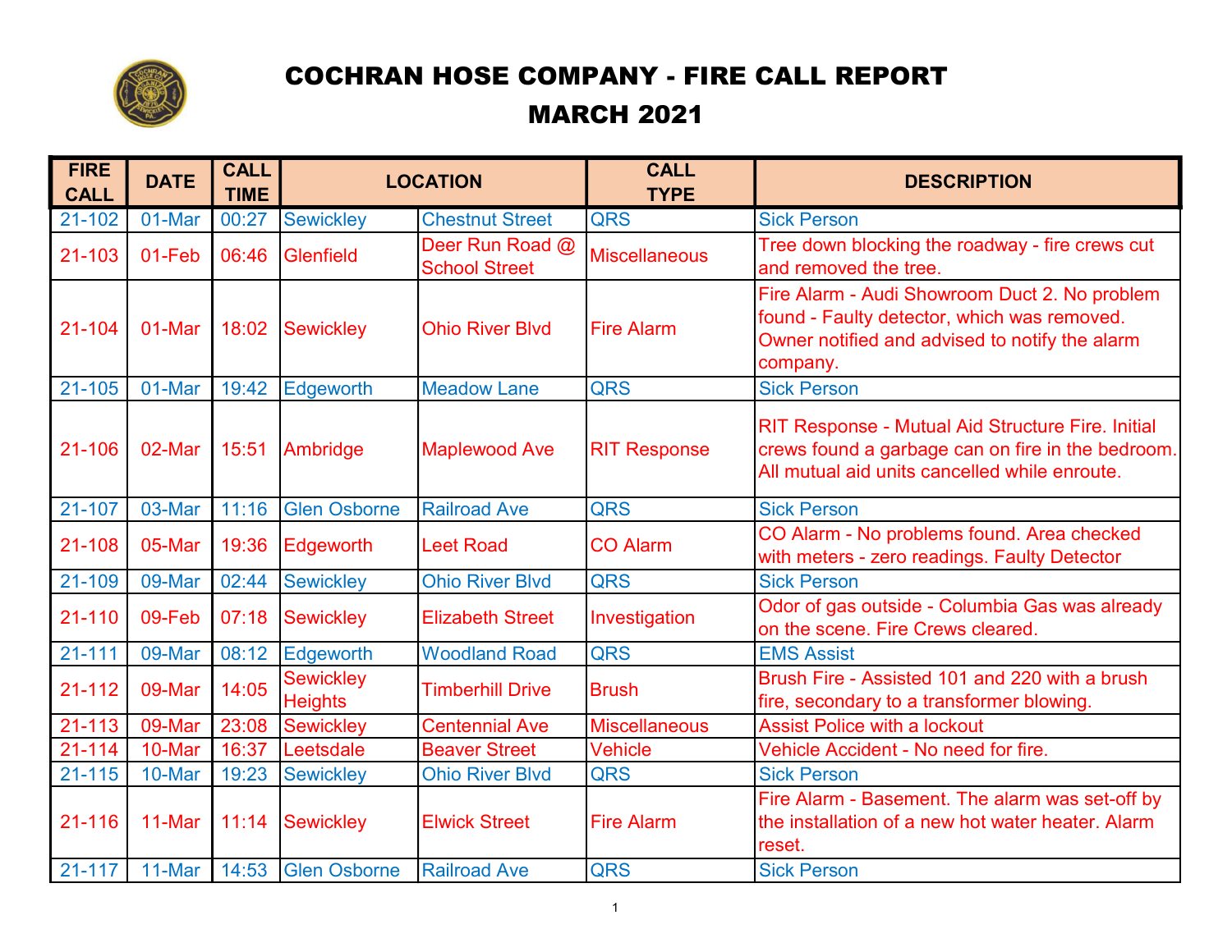# COCHRAN HOSE COMPANY - FIRE CALL REPORT

## MARCH 2021

| FIRE CALL | DATE | CALL TIME | LOCATION | | CALL TYPE | DESCRIPTION |
|---|---|---|---|---|---|---|
| 21-102 | 01-Mar | 00:27 | Sewickley | Chestnut Street | QRS | Sick Person |
| 21-103 | 01-Feb | 06:46 | Glenfield | Deer Run Road @ School Street | Miscellaneous | Tree down blocking the roadway - fire crews cut and removed the tree. |
| 21-104 | 01-Mar | 18:02 | Sewickley | Ohio River Blvd | Fire Alarm | Fire Alarm - Audi Showroom Duct 2. No problem found - Faulty detector, which was removed. Owner notified and advised to notify the alarm company. |
| 21-105 | 01-Mar | 19:42 | Edgeworth | Meadow Lane | QRS | Sick Person |
| 21-106 | 02-Mar | 15:51 | Ambridge | Maplewood Ave | RIT Response | RIT Response - Mutual Aid Structure Fire. Initial crews found a garbage can on fire in the bedroom. All mutual aid units cancelled while enroute. |
| 21-107 | 03-Mar | 11:16 | Glen Osborne | Railroad Ave | QRS | Sick Person |
| 21-108 | 05-Mar | 19:36 | Edgeworth | Leet Road | CO Alarm | CO Alarm - No problems found. Area checked with meters - zero readings. Faulty Detector |
| 21-109 | 09-Mar | 02:44 | Sewickley | Ohio River Blvd | QRS | Sick Person |
| 21-110 | 09-Feb | 07:18 | Sewickley | Elizabeth Street | Investigation | Odor of gas outside - Columbia Gas was already on the scene. Fire Crews cleared. |
| 21-111 | 09-Mar | 08:12 | Edgeworth | Woodland Road | QRS | EMS Assist |
| 21-112 | 09-Mar | 14:05 | Sewickley Heights | Timberhill Drive | Brush | Brush Fire - Assisted 101 and 220 with a brush fire, secondary to a transformer blowing. |
| 21-113 | 09-Mar | 23:08 | Sewickley | Centennial Ave | Miscellaneous | Assist Police with a lockout |
| 21-114 | 10-Mar | 16:37 | Leetsdale | Beaver Street | Vehicle | Vehicle Accident - No need for fire. |
| 21-115 | 10-Mar | 19:23 | Sewickley | Ohio River Blvd | QRS | Sick Person |
| 21-116 | 11-Mar | 11:14 | Sewickley | Elwick Street | Fire Alarm | Fire Alarm - Basement. The alarm was set-off by the installation of a new hot water heater. Alarm reset. |
| 21-117 | 11-Mar | 14:53 | Glen Osborne | Railroad Ave | QRS | Sick Person |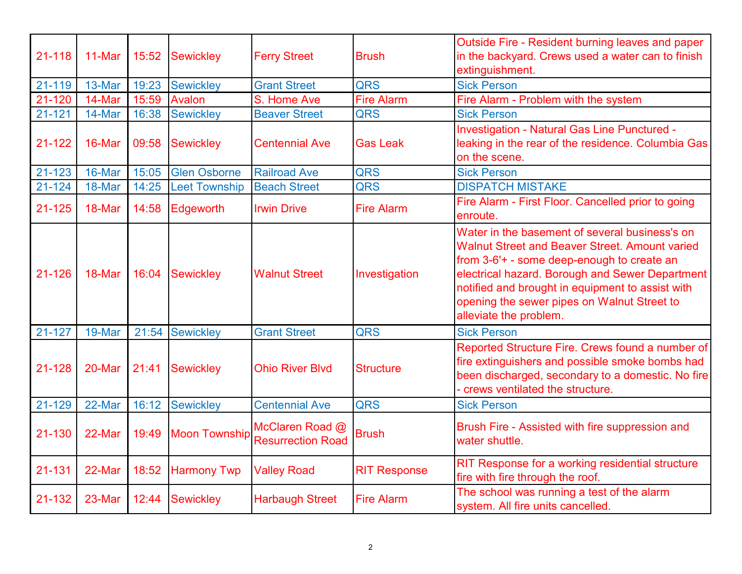| 21-118 | 11-Mar | 15:52 | Sewickley | Ferry Street | Brush | Outside Fire - Resident burning leaves and paper in the backyard. Crews used a water can to finish extinguishment. |
|---|---|---|---|---|---|---|
| 21-119 | 13-Mar | 19:23 | Sewickley | Grant Street | QRS | Sick Person |
| 21-120 | 14-Mar | 15:59 | Avalon | S. Home Ave | Fire Alarm | Fire Alarm - Problem with the system |
| 21-121 | 14-Mar | 16:38 | Sewickley | Beaver Street | QRS | Sick Person |
| 21-122 | 16-Mar | 09:58 | Sewickley | Centennial Ave | Gas Leak | Investigation - Natural Gas Line Punctured - leaking in the rear of the residence. Columbia Gas on the scene. |
| 21-123 | 16-Mar | 15:05 | Glen Osborne | Railroad Ave | QRS | Sick Person |
| 21-124 | 18-Mar | 14:25 | Leet Township | Beach Street | QRS | DISPATCH MISTAKE |
| 21-125 | 18-Mar | 14:58 | Edgeworth | Irwin Drive | Fire Alarm | Fire Alarm - First Floor. Cancelled prior to going enroute. |
| 21-126 | 18-Mar | 16:04 | Sewickley | Walnut Street | Investigation | Water in the basement of several business's on Walnut Street and Beaver Street. Amount varied from 3-6'+ - some deep-enough to create an electrical hazard. Borough and Sewer Department notified and brought in equipment to assist with opening the sewer pipes on Walnut Street to alleviate the problem. |
| 21-127 | 19-Mar | 21:54 | Sewickley | Grant Street | QRS | Sick Person |
| 21-128 | 20-Mar | 21:41 | Sewickley | Ohio River Blvd | Structure | Reported Structure Fire. Crews found a number of fire extinguishers and possible smoke bombs had been discharged, secondary to a domestic. No fire - crews ventilated the structure. |
| 21-129 | 22-Mar | 16:12 | Sewickley | Centennial Ave | QRS | Sick Person |
| 21-130 | 22-Mar | 19:49 | Moon Township | McClaren Road @ Resurrection Road | Brush | Brush Fire - Assisted with fire suppression and water shuttle. |
| 21-131 | 22-Mar | 18:52 | Harmony Twp | Valley Road | RIT Response | RIT Response for a working residential structure fire with fire through the roof. |
| 21-132 | 23-Mar | 12:44 | Sewickley | Harbaugh Street | Fire Alarm | The school was running a test of the alarm system. All fire units cancelled. |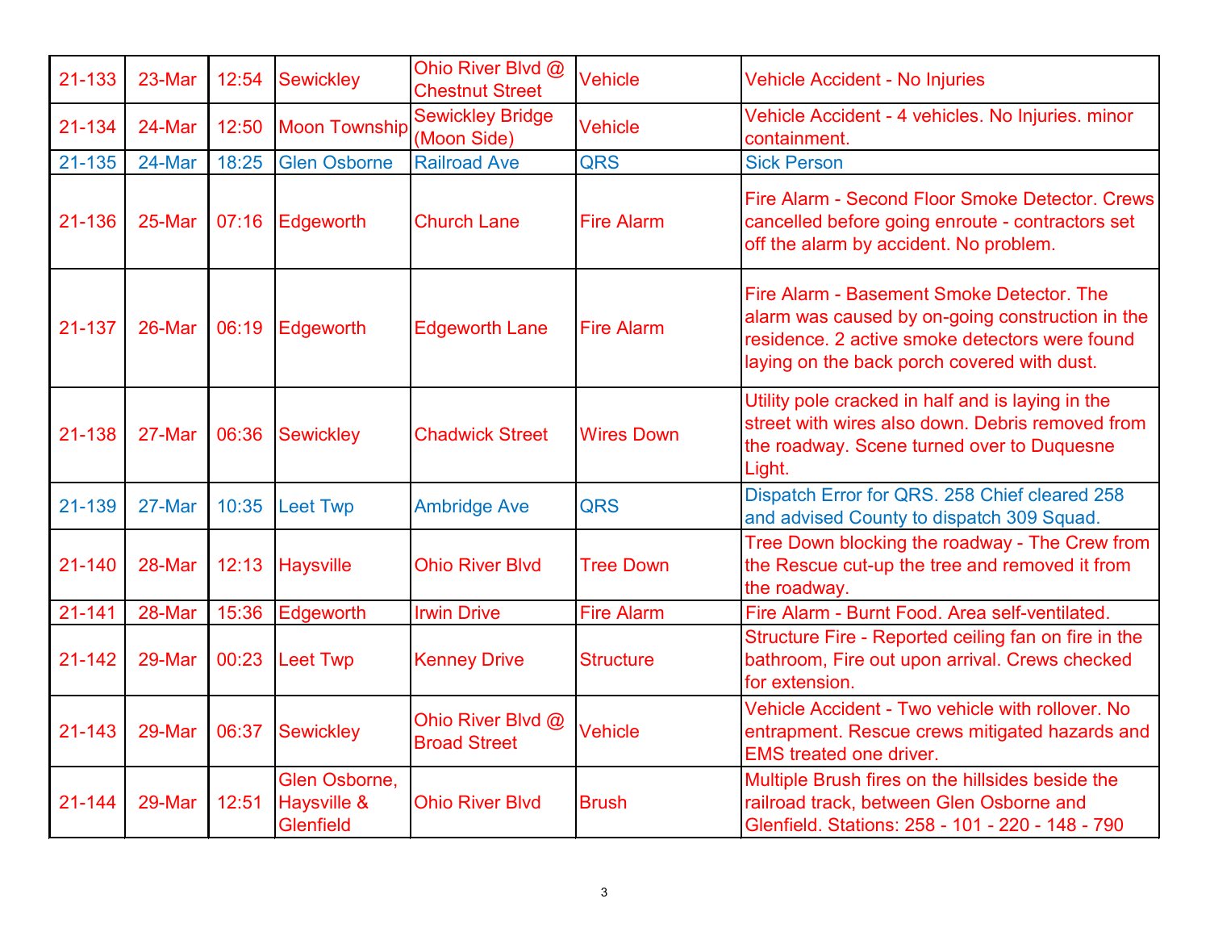| | | | | | | |
|---|---|---|---|---|---|---|
| 21-133 | 23-Mar | 12:54 | Sewickley | Ohio River Blvd @ Chestnut Street | Vehicle | Vehicle Accident - No Injuries |
| 21-134 | 24-Mar | 12:50 | Moon Township | Sewickley Bridge (Moon Side) | Vehicle | Vehicle Accident - 4 vehicles. No Injuries. minor containment. |
| 21-135 | 24-Mar | 18:25 | Glen Osborne | Railroad Ave | QRS | Sick Person |
| 21-136 | 25-Mar | 07:16 | Edgeworth | Church Lane | Fire Alarm | Fire Alarm - Second Floor Smoke Detector. Crews cancelled before going enroute - contractors set off the alarm by accident. No problem. |
| 21-137 | 26-Mar | 06:19 | Edgeworth | Edgeworth Lane | Fire Alarm | Fire Alarm - Basement Smoke Detector. The alarm was caused by on-going construction in the residence. 2 active smoke detectors were found laying on the back porch covered with dust. |
| 21-138 | 27-Mar | 06:36 | Sewickley | Chadwick Street | Wires Down | Utility pole cracked in half and is laying in the street with wires also down. Debris removed from the roadway. Scene turned over to Duquesne Light. |
| 21-139 | 27-Mar | 10:35 | Leet Twp | Ambridge Ave | QRS | Dispatch Error for QRS. 258 Chief cleared 258 and advised County to dispatch 309 Squad. |
| 21-140 | 28-Mar | 12:13 | Haysville | Ohio River Blvd | Tree Down | Tree Down blocking the roadway - The Crew from the Rescue cut-up the tree and removed it from the roadway. |
| 21-141 | 28-Mar | 15:36 | Edgeworth | Irwin Drive | Fire Alarm | Fire Alarm - Burnt Food. Area self-ventilated. |
| 21-142 | 29-Mar | 00:23 | Leet Twp | Kenney Drive | Structure | Structure Fire - Reported ceiling fan on fire in the bathroom, Fire out upon arrival. Crews checked for extension. |
| 21-143 | 29-Mar | 06:37 | Sewickley | Ohio River Blvd @ Broad Street | Vehicle | Vehicle Accident - Two vehicle with rollover. No entrapment. Rescue crews mitigated hazards and EMS treated one driver. |
| 21-144 | 29-Mar | 12:51 | Glen Osborne, Haysville & Glenfield | Ohio River Blvd | Brush | Multiple Brush fires on the hillsides beside the railroad track, between Glen Osborne and Glenfield. Stations: 258 - 101 - 220 - 148 - 790 |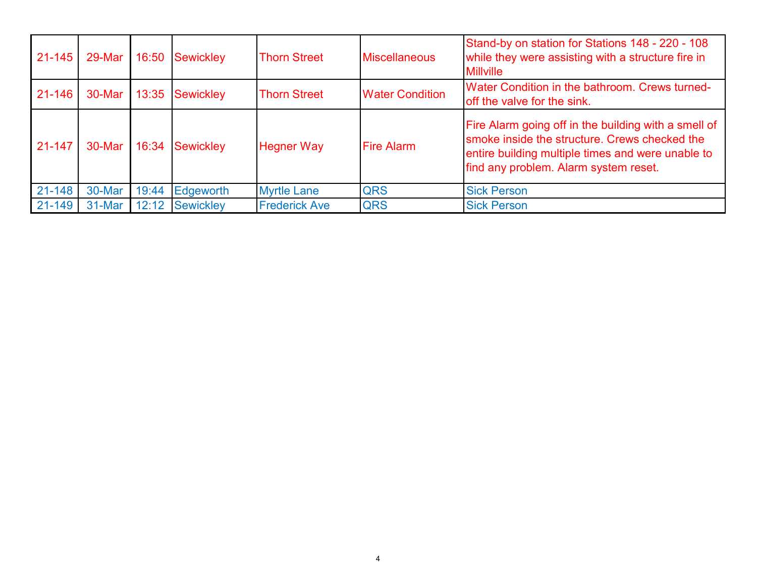| | | | | | | |
|---|---|---|---|---|---|---|
| 21-145 | 29-Mar | 16:50 | Sewickley | Thorn Street | Miscellaneous | Stand-by on station for Stations 148 - 220 - 108 while they were assisting with a structure fire in Millville |
| 21-146 | 30-Mar | 13:35 | Sewickley | Thorn Street | Water Condition | Water Condition in the bathroom. Crews turned-off the valve for the sink. |
| 21-147 | 30-Mar | 16:34 | Sewickley | Hegner Way | Fire Alarm | Fire Alarm going off in the building with a smell of smoke inside the structure. Crews checked the entire building multiple times and were unable to find any problem. Alarm system reset. |
| 21-148 | 30-Mar | 19:44 | Edgeworth | Myrtle Lane | QRS | Sick Person |
| 21-149 | 31-Mar | 12:12 | Sewickley | Frederick Ave | QRS | Sick Person |